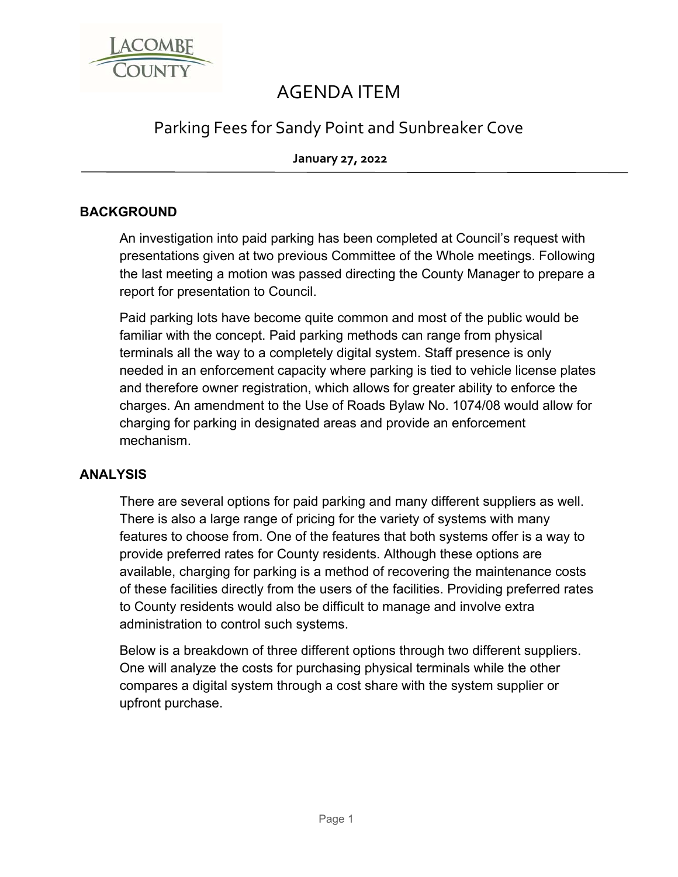# AGENDA ITEM

## Parking Fees for Sandy Point and Sunbreaker Cove

**January 27, 2022**

### BACKGROUND

An investigation into paid parking has been completed at Council's request with presentations given at two previous Committee of the Whole meetings. Following the last meeting a motion was passed directing the County Manager to prepare a report for presentation to Council.

Paid parking lots have become quite common and most of the public would be familiar with the concept. Paid parking methods can range from physical terminals all the way to a completely digital system. Staff presence is only needed in an enforcement capacity where parking is tied to vehicle license plates and therefore owner registration, which allows for greater ability to enforce the charges. An amendment to the Use of Roads Bylaw No. 1074/08 would allow for charging for parking in designated areas and provide an enforcement mechanism.

### ANALYSIS

There are several options for paid parking and many different suppliers as well. There is also a large range of pricing for the variety of systems with many features to choose from. One of the features that both systems offer is a way to provide preferred rates for County residents. Although these options are available, charging for parking is a method of recovering the maintenance costs of these facilities directly from the users of the facilities. Providing preferred rates to County residents would also be difficult to manage and involve extra administration to control such systems.

Below is a breakdown of three different options through two different suppliers. One will analyze the costs for purchasing physical terminals while the other compares a digital system through a cost share with the system supplier or upfront purchase.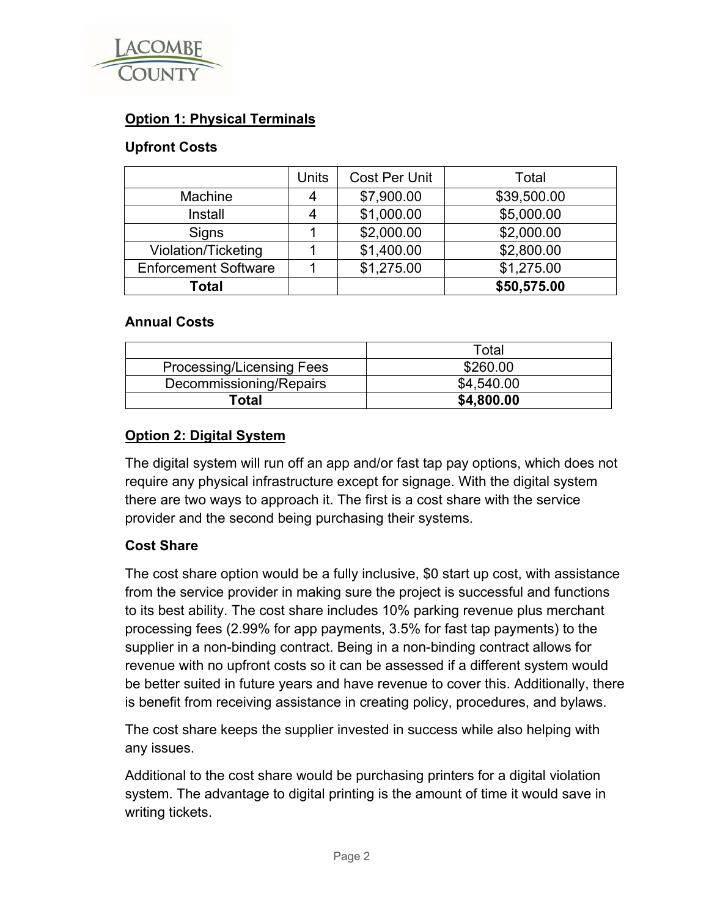## Option 1: Physical Terminals

### Upfront Costs

| | Units | Cost Per Unit | Total |
|---|---|---|---|
| Machine | 4 | $7,900.00 | $39,500.00 |
| Install | 4 | $1,000.00 | $5,000.00 |
| Signs | 1 | $2,000.00 | $2,000.00 |
| Violation/Ticketing | 1 | $1,400.00 | $2,800.00 |
| Enforcement Software | 1 | $1,275.00 | $1,275.00 |
| **Total** | | | **$50,575.00** |

### Annual Costs

| | Total |
|---|---|
| Processing/Licensing Fees | $260.00 |
| Decommissioning/Repairs | $4,540.00 |
| **Total** | **$4,800.00** |

## Option 2: Digital System

The digital system will run off an app and/or fast tap pay options, which does not require any physical infrastructure except for signage. With the digital system there are two ways to approach it. The first is a cost share with the service provider and the second being purchasing their systems.

### Cost Share

The cost share option would be a fully inclusive, $0 start up cost, with assistance from the service provider in making sure the project is successful and functions to its best ability. The cost share includes 10% parking revenue plus merchant processing fees (2.99% for app payments, 3.5% for fast tap payments) to the supplier in a non-binding contract. Being in a non-binding contract allows for revenue with no upfront costs so it can be assessed if a different system would be better suited in future years and have revenue to cover this. Additionally, there is benefit from receiving assistance in creating policy, procedures, and bylaws.

The cost share keeps the supplier invested in success while also helping with any issues.

Additional to the cost share would be purchasing printers for a digital violation system. The advantage to digital printing is the amount of time it would save in writing tickets.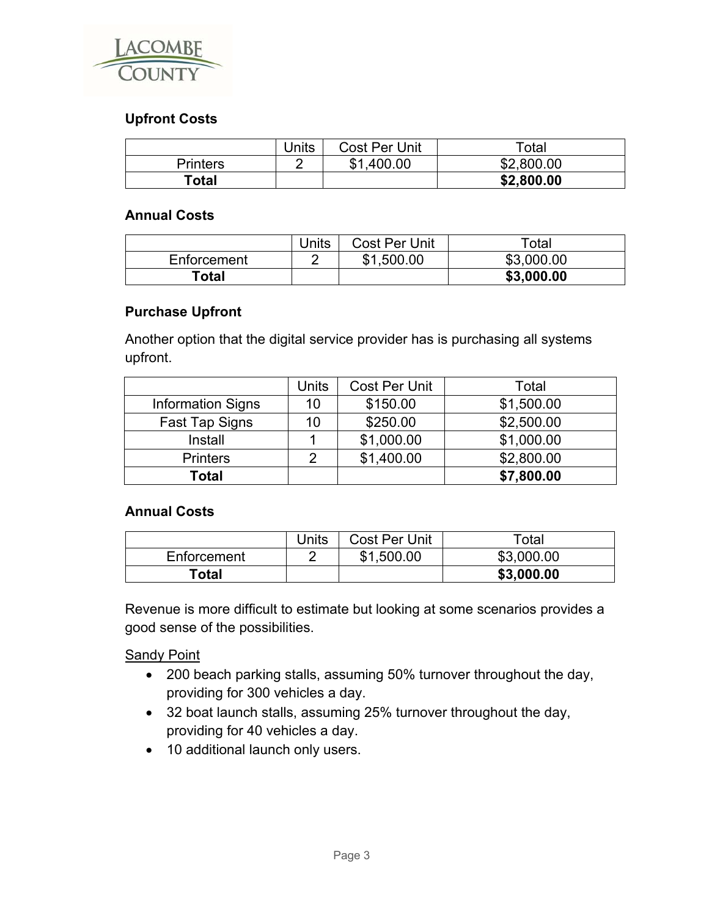**Upfront Costs**

| | Units | Cost Per Unit | Total |
|---|---|---|---|
| Printers | 2 | $1,400.00 | $2,800.00 |
| **Total** | | | **$2,800.00** |

**Annual Costs**

| | Units | Cost Per Unit | Total |
|---|---|---|---|
| Enforcement | 2 | $1,500.00 | $3,000.00 |
| **Total** | | | **$3,000.00** |

**Purchase Upfront**

Another option that the digital service provider has is purchasing all systems upfront.

| | Units | Cost Per Unit | Total |
|---|---|---|---|
| Information Signs | 10 | $150.00 | $1,500.00 |
| Fast Tap Signs | 10 | $250.00 | $2,500.00 |
| Install | 1 | $1,000.00 | $1,000.00 |
| Printers | 2 | $1,400.00 | $2,800.00 |
| **Total** | | | **$7,800.00** |

**Annual Costs**

| | Units | Cost Per Unit | Total |
|---|---|---|---|
| Enforcement | 2 | $1,500.00 | $3,000.00 |
| **Total** | | | **$3,000.00** |

Revenue is more difficult to estimate but looking at some scenarios provides a good sense of the possibilities.

Sandy Point

- 200 beach parking stalls, assuming 50% turnover throughout the day, providing for 300 vehicles a day.
- 32 boat launch stalls, assuming 25% turnover throughout the day, providing for 40 vehicles a day.
- 10 additional launch only users.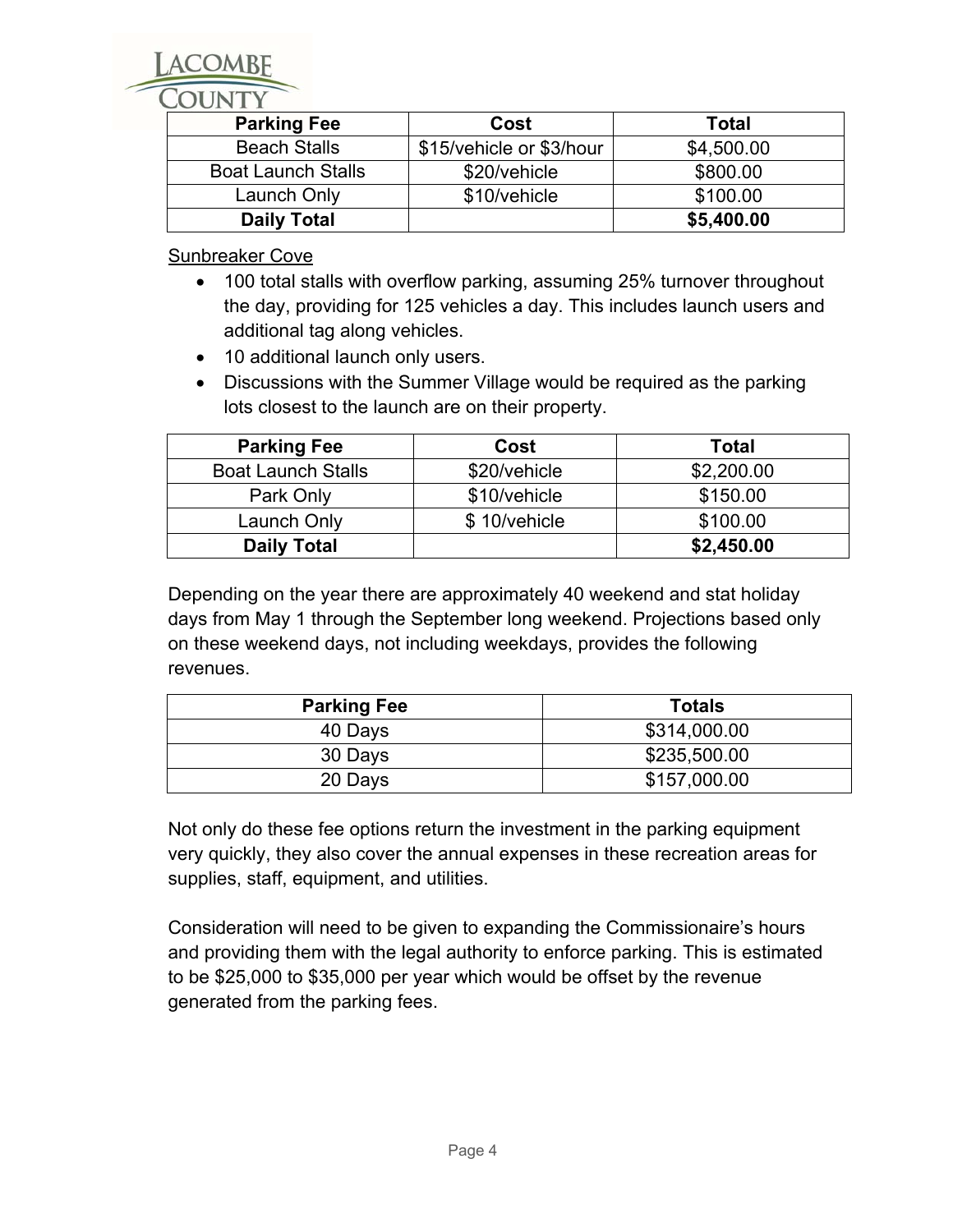| Parking Fee | Cost | Total |
| --- | --- | --- |
| Beach Stalls | $15/vehicle or $3/hour | $4,500.00 |
| Boat Launch Stalls | $20/vehicle | $800.00 |
| Launch Only | $10/vehicle | $100.00 |
| **Daily Total** | | **$5,400.00** |

<u>Sunbreaker Cove</u>

- 100 total stalls with overflow parking, assuming 25% turnover throughout the day, providing for 125 vehicles a day. This includes launch users and additional tag along vehicles.
- 10 additional launch only users.
- Discussions with the Summer Village would be required as the parking lots closest to the launch are on their property.

| Parking Fee | Cost | Total |
| --- | --- | --- |
| Boat Launch Stalls | $20/vehicle | $2,200.00 |
| Park Only | $10/vehicle | $150.00 |
| Launch Only | $ 10/vehicle | $100.00 |
| **Daily Total** | | **$2,450.00** |

Depending on the year there are approximately 40 weekend and stat holiday days from May 1 through the September long weekend. Projections based only on these weekend days, not including weekdays, provides the following revenues.

| Parking Fee | Totals |
| --- | --- |
| 40 Days | $314,000.00 |
| 30 Days | $235,500.00 |
| 20 Days | $157,000.00 |

Not only do these fee options return the investment in the parking equipment very quickly, they also cover the annual expenses in these recreation areas for supplies, staff, equipment, and utilities.

Consideration will need to be given to expanding the Commissionaire's hours and providing them with the legal authority to enforce parking. This is estimated to be $25,000 to $35,000 per year which would be offset by the revenue generated from the parking fees.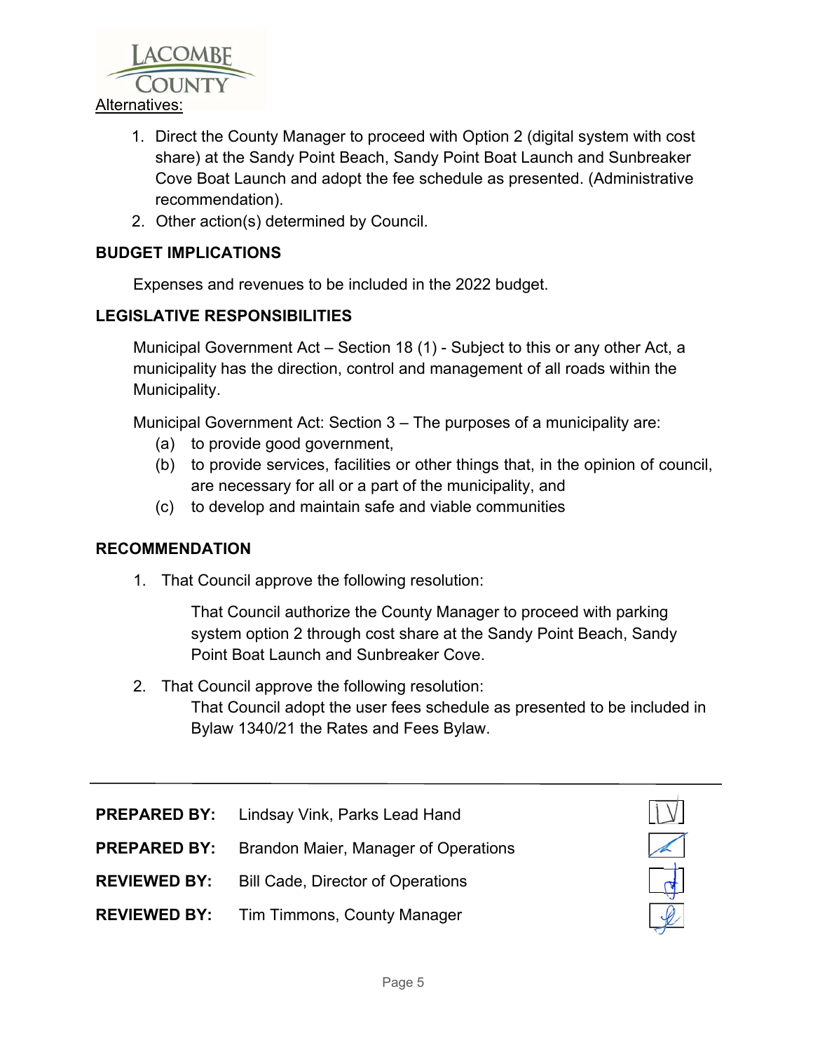Alternatives:

1. Direct the County Manager to proceed with Option 2 (digital system with cost share) at the Sandy Point Beach, Sandy Point Boat Launch and Sunbreaker Cove Boat Launch and adopt the fee schedule as presented. (Administrative recommendation).
2. Other action(s) determined by Council.

**BUDGET IMPLICATIONS**

Expenses and revenues to be included in the 2022 budget.

**LEGISLATIVE RESPONSIBILITIES**

Municipal Government Act – Section 18 (1) - Subject to this or any other Act, a municipality has the direction, control and management of all roads within the Municipality.

Municipal Government Act: Section 3 – The purposes of a municipality are:

- (a) to provide good government,
- (b) to provide services, facilities or other things that, in the opinion of council, are necessary for all or a part of the municipality, and
- (c) to develop and maintain safe and viable communities

**RECOMMENDATION**

1. That Council approve the following resolution:

   That Council authorize the County Manager to proceed with parking system option 2 through cost share at the Sandy Point Beach, Sandy Point Boat Launch and Sunbreaker Cove.

2. That Council approve the following resolution:

   That Council adopt the user fees schedule as presented to be included in Bylaw 1340/21 the Rates and Fees Bylaw.

---

**PREPARED BY:** Lindsay Vink, Parks Lead Hand

**PREPARED BY:** Brandon Maier, Manager of Operations

**REVIEWED BY:** Bill Cade, Director of Operations

**REVIEWED BY:** Tim Timmons, County Manager